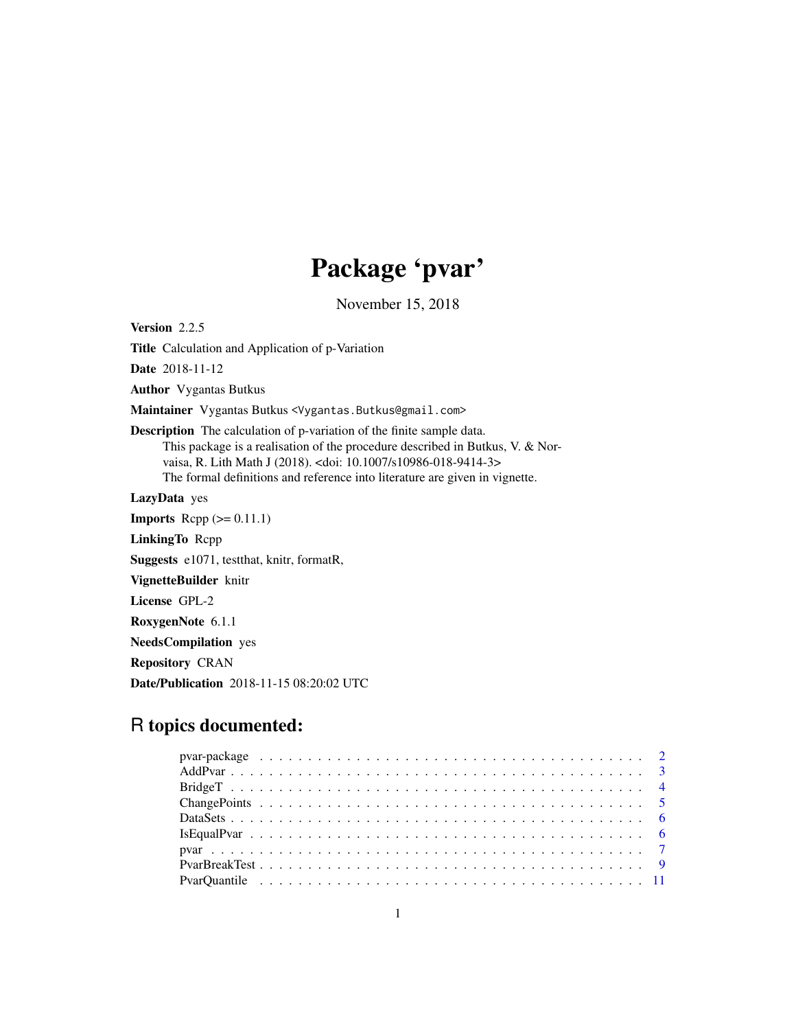# Package 'pvar'

November 15, 2018

**Version** 2.2.5

**Title** Calculation and Application of p-Variation

**Date** 2018-11-12

**Author** Vygantas Butkus

**Maintainer** Vygantas Butkus <Vygantas.Butkus@gmail.com>

**Description** The calculation of p-variation of the finite sample data.
This package is a realisation of the procedure described in Butkus, V. & Norvaisa, R. Lith Math J (2018). <doi: 10.1007/s10986-018-9414-3>
The formal definitions and reference into literature are given in vignette.

**LazyData** yes

**Imports** Rcpp (>= 0.11.1)

**LinkingTo** Rcpp

**Suggests** e1071, testthat, knitr, formatR,

**VignetteBuilder** knitr

**License** GPL-2

**RoxygenNote** 6.1.1

**NeedsCompilation** yes

**Repository** CRAN

**Date/Publication** 2018-11-15 08:20:02 UTC

## R topics documented:

- pvar-package . . . . . . . . . . . . . . . . . . . . . . . . . . . . . . . . . . . . . . . 2
- AddPvar . . . . . . . . . . . . . . . . . . . . . . . . . . . . . . . . . . . . . . . . . . 3
- BridgeT . . . . . . . . . . . . . . . . . . . . . . . . . . . . . . . . . . . . . . . . . . 4
- ChangePoints . . . . . . . . . . . . . . . . . . . . . . . . . . . . . . . . . . . . . . . 5
- DataSets . . . . . . . . . . . . . . . . . . . . . . . . . . . . . . . . . . . . . . . . . 6
- IsEqualPvar . . . . . . . . . . . . . . . . . . . . . . . . . . . . . . . . . . . . . . . 6
- pvar . . . . . . . . . . . . . . . . . . . . . . . . . . . . . . . . . . . . . . . . . . . . 7
- PvarBreakTest . . . . . . . . . . . . . . . . . . . . . . . . . . . . . . . . . . . . . . 9
- PvarQuantile . . . . . . . . . . . . . . . . . . . . . . . . . . . . . . . . . . . . . . 11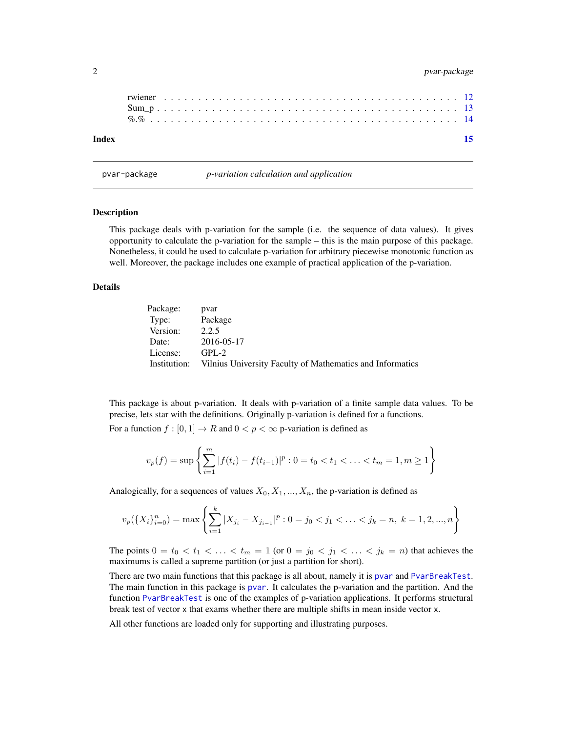rwiener . . . . . . . . . . . . . . . . . . . . . . . . . . . . . . . . . . . . . . . . . 12
Sum_p . . . . . . . . . . . . . . . . . . . . . . . . . . . . . . . . . . . . . . . . . . 13
%.% . . . . . . . . . . . . . . . . . . . . . . . . . . . . . . . . . . . . . . . . . . . 14

**Index** **15**

---

pvar-package *p-variation calculation and application*

---

## Description

This package deals with p-variation for the sample (i.e. the sequence of data values). It gives opportunity to calculate the p-variation for the sample – this is the main purpose of this package. Nonetheless, it could be used to calculate p-variation for arbitrary piecewise monotonic function as well. Moreover, the package includes one example of practical application of the p-variation.

## Details

| | |
|---|---|
| Package: | pvar |
| Type: | Package |
| Version: | 2.2.5 |
| Date: | 2016-05-17 |
| License: | GPL-2 |
| Institution: | Vilnius University Faculty of Mathematics and Informatics |

This package is about p-variation. It deals with p-variation of a finite sample data values. To be precise, lets star with the definitions. Originally p-variation is defined for a functions.

For a function $f : [0, 1] \to R$ and $0 < p < \infty$ p-variation is defined as

$$v_p(f) = \sup \left\{ \sum_{i=1}^{m} |f(t_i) - f(t_{i-1})|^p : 0 = t_0 < t_1 < \ldots < t_m = 1, m \geq 1 \right\}$$

Analogically, for a sequences of values $X_0, X_1, ..., X_n$, the p-variation is defined as

$$v_p(\{X_i\}_{i=0}^{n}) = \max \left\{ \sum_{i=1}^{k} |X_{j_i} - X_{j_{i-1}}|^p : 0 = j_0 < j_1 < \ldots < j_k = n, \ k = 1, 2, ..., n \right\}$$

The points $0 = t_0 < t_1 < \ldots < t_m = 1$ (or $0 = j_0 < j_1 < \ldots < j_k = n$) that achieves the maximums is called a supreme partition (or just a partition for short).

There are two main functions that this package is all about, namely it is `pvar` and `PvarBreakTest`. The main function in this package is `pvar`. It calculates the p-variation and the partition. And the function `PvarBreakTest` is one of the examples of p-variation applications. It performs structural break test of vector `x` that exams whether there are multiple shifts in mean inside vector `x`.

All other functions are loaded only for supporting and illustrating purposes.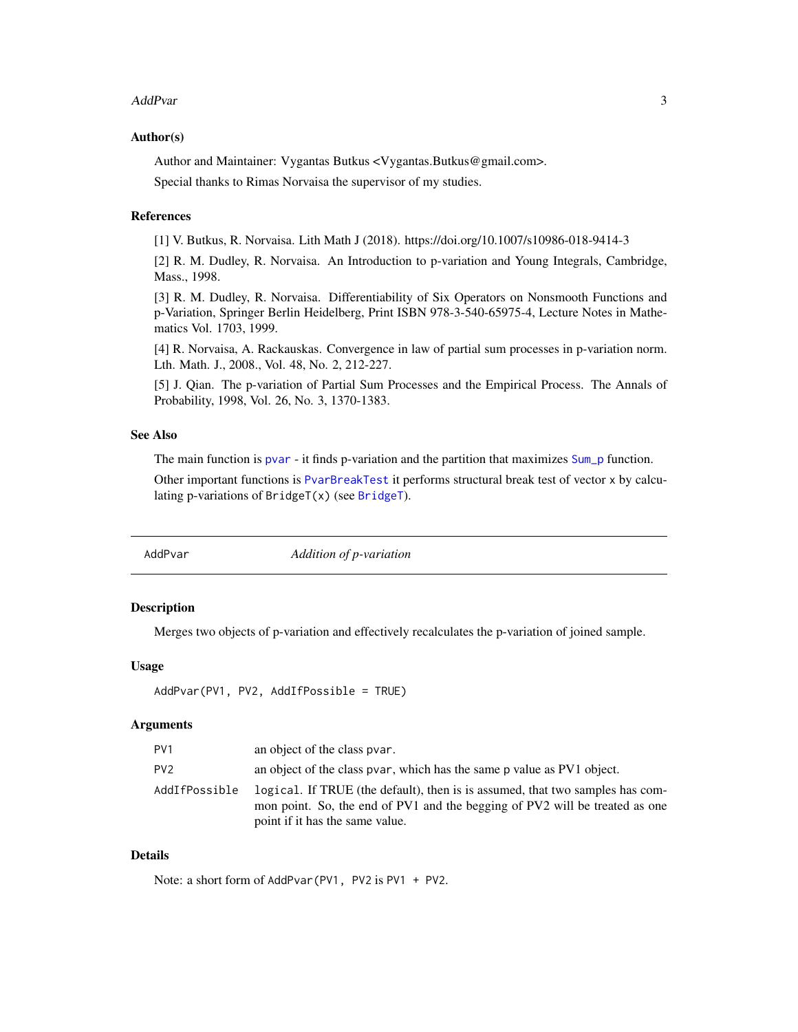### Author(s)

Author and Maintainer: Vygantas Butkus <Vygantas.Butkus@gmail.com>.

Special thanks to Rimas Norvaisa the supervisor of my studies.

### References

[1] V. Butkus, R. Norvaisa. Lith Math J (2018). https://doi.org/10.1007/s10986-018-9414-3

[2] R. M. Dudley, R. Norvaisa. An Introduction to p-variation and Young Integrals, Cambridge, Mass., 1998.

[3] R. M. Dudley, R. Norvaisa. Differentiability of Six Operators on Nonsmooth Functions and p-Variation, Springer Berlin Heidelberg, Print ISBN 978-3-540-65975-4, Lecture Notes in Mathematics Vol. 1703, 1999.

[4] R. Norvaisa, A. Rackauskas. Convergence in law of partial sum processes in p-variation norm. Lth. Math. J., 2008., Vol. 48, No. 2, 212-227.

[5] J. Qian. The p-variation of Partial Sum Processes and the Empirical Process. The Annals of Probability, 1998, Vol. 26, No. 3, 1370-1383.

### See Also

The main function is `pvar` - it finds p-variation and the partition that maximizes `Sum_p` function.

Other important functions is `PvarBreakTest` it performs structural break test of vector `x` by calculating p-variations of `BridgeT(x)` (see `BridgeT`).

---

## AddPvar — *Addition of p-variation*

### Description

Merges two objects of p-variation and effectively recalculates the p-variation of joined sample.

### Usage

```
AddPvar(PV1, PV2, AddIfPossible = TRUE)
```

### Arguments

| | |
|---|---|
| `PV1` | an object of the class `pvar`. |
| `PV2` | an object of the class `pvar`, which has the same `p` value as PV1 object. |
| `AddIfPossible` | `logical`. If TRUE (the default), then is is assumed, that two samples has common point. So, the end of PV1 and the begging of PV2 will be treated as one point if it has the same value. |

### Details

Note: a short form of `AddPvar(PV1, PV2` is `PV1 + PV2`.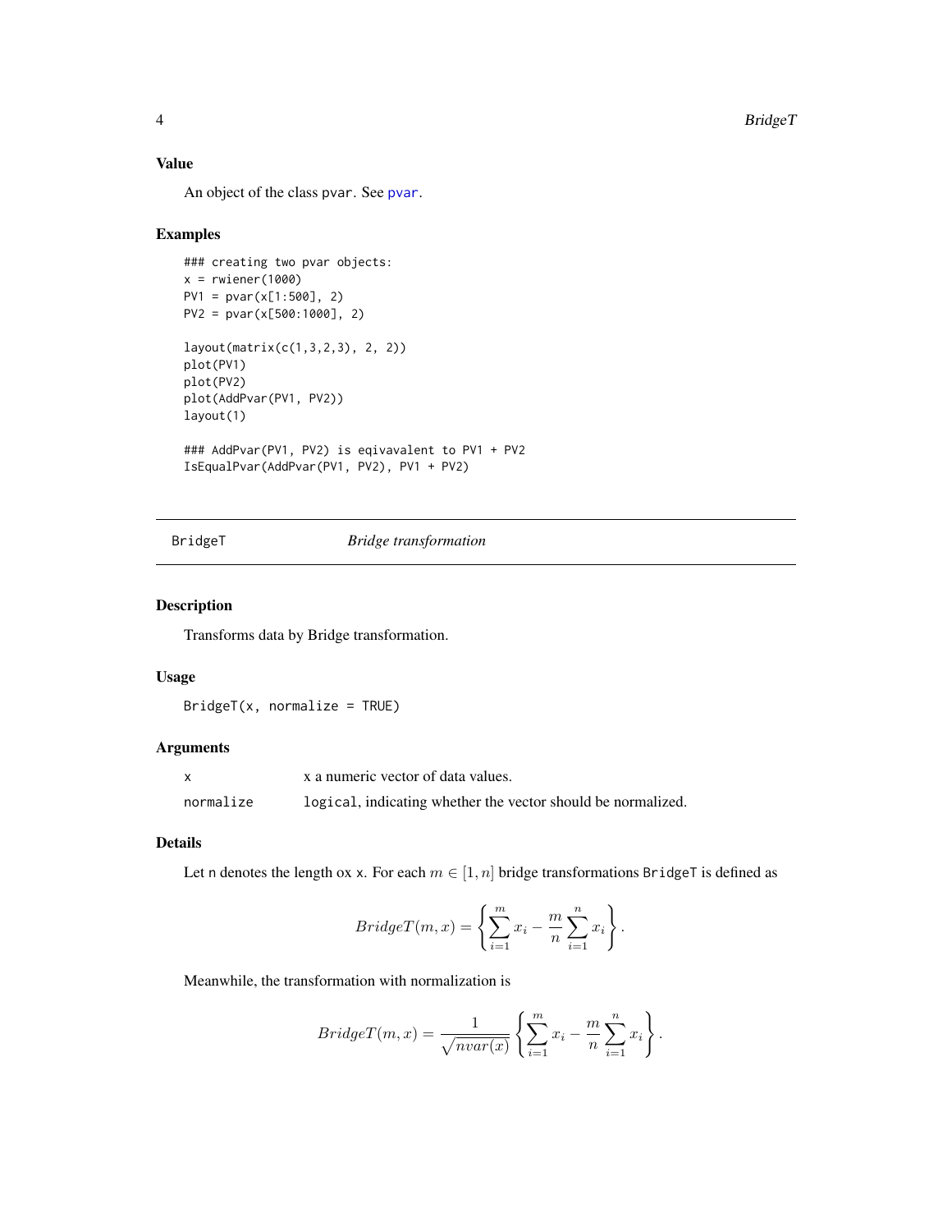### Value

An object of the class pvar. See pvar.

### Examples

```
### creating two pvar objects:
x = rwiener(1000)
PV1 = pvar(x[1:500], 2)
PV2 = pvar(x[500:1000], 2)

layout(matrix(c(1,3,2,3), 2, 2))
plot(PV1)
plot(PV2)
plot(AddPvar(PV1, PV2))
layout(1)

### AddPvar(PV1, PV2) is eqivavalent to PV1 + PV2
IsEqualPvar(AddPvar(PV1, PV2), PV1 + PV2)
```

---

## BridgeT *Bridge transformation*

### Description

Transforms data by Bridge transformation.

### Usage

```
BridgeT(x, normalize = TRUE)
```

### Arguments

| | |
|---|---|
| x | x a numeric vector of data values. |
| normalize | logical, indicating whether the vector should be normalized. |

### Details

Let n denotes the length ox x. For each $m \in [1, n]$ bridge transformations BridgeT is defined as

$$BridgeT(m, x) = \left\{ \sum_{i=1}^{m} x_i - \frac{m}{n} \sum_{i=1}^{n} x_i \right\}.$$

Meanwhile, the transformation with normalization is

$$BridgeT(m, x) = \frac{1}{\sqrt{nvar(x)}} \left\{ \sum_{i=1}^{m} x_i - \frac{m}{n} \sum_{i=1}^{n} x_i \right\}.$$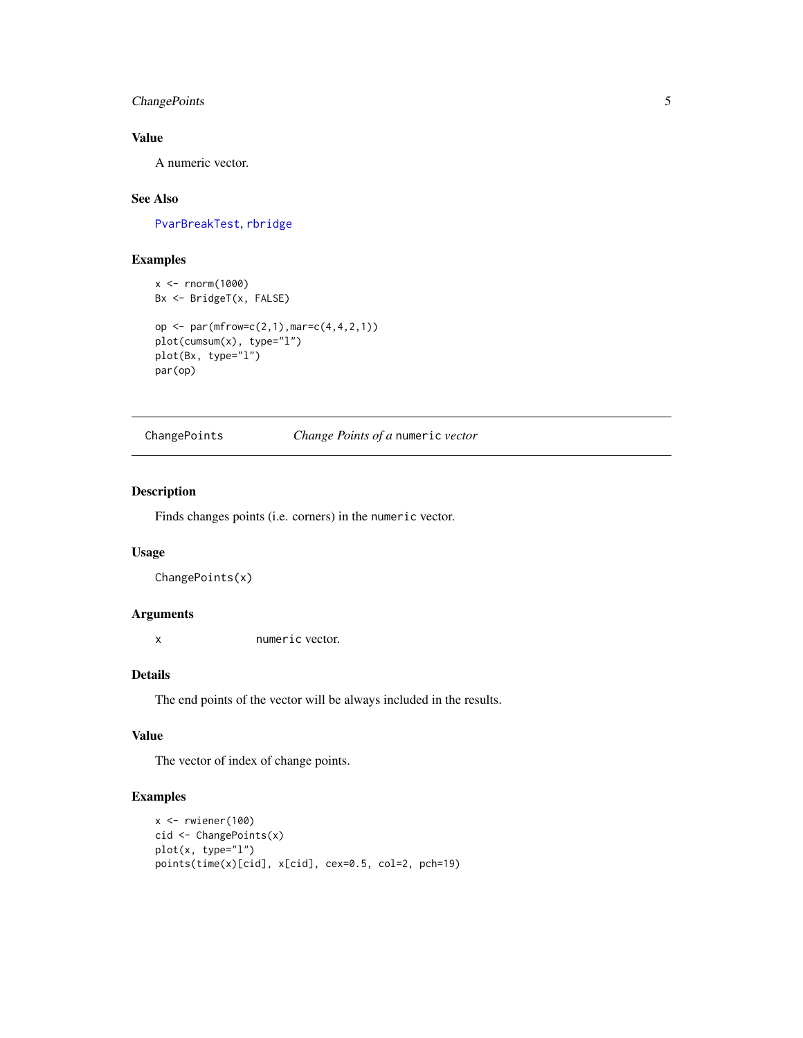### Value

A numeric vector.

### See Also

PvarBreakTest, rbridge

### Examples

```
x <- rnorm(1000)
Bx <- BridgeT(x, FALSE)

op <- par(mfrow=c(2,1),mar=c(4,4,2,1))
plot(cumsum(x), type="l")
plot(Bx, type="l")
par(op)
```

---

## ChangePoints — *Change Points of a* `numeric` *vector*

### Description

Finds changes points (i.e. corners) in the `numeric` vector.

### Usage

```
ChangePoints(x)
```

### Arguments

| | |
|---|---|
| x | `numeric` vector. |

### Details

The end points of the vector will be always included in the results.

### Value

The vector of index of change points.

### Examples

```
x <- rwiener(100)
cid <- ChangePoints(x)
plot(x, type="l")
points(time(x)[cid], x[cid], cex=0.5, col=2, pch=19)
```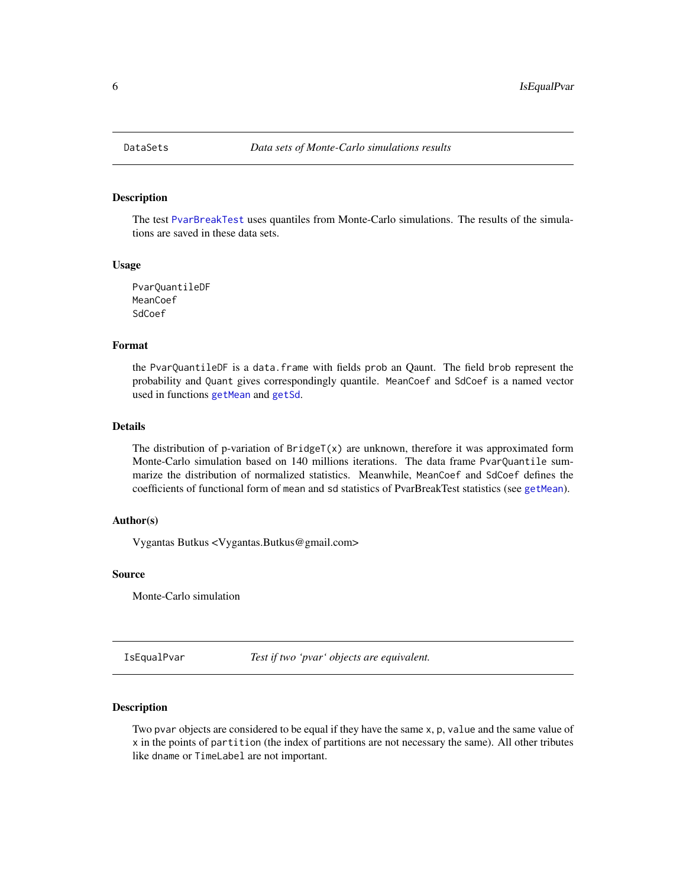## DataSets — *Data sets of Monte-Carlo simulations results*

### Description

The test PvarBreakTest uses quantiles from Monte-Carlo simulations. The results of the simulations are saved in these data sets.

### Usage

```
PvarQuantileDF
MeanCoef
SdCoef
```

### Format

the `PvarQuantileDF` is a `data.frame` with fields `prob` an Qaunt. The field `brob` represent the probability and `Quant` gives correspondingly quantile. `MeanCoef` and `SdCoef` is a named vector used in functions `getMean` and `getSd`.

### Details

The distribution of p-variation of `BridgeT(x)` are unknown, therefore it was approximated form Monte-Carlo simulation based on 140 millions iterations. The data frame `PvarQuantile` summarize the distribution of normalized statistics. Meanwhile, `MeanCoef` and `SdCoef` defines the coefficients of functional form of `mean` and `sd` statistics of PvarBreakTest statistics (see `getMean`).

### Author(s)

Vygantas Butkus <Vygantas.Butkus@gmail.com>

### Source

Monte-Carlo simulation

## IsEqualPvar — *Test if two 'pvar' objects are equivalent.*

### Description

Two `pvar` objects are considered to be equal if they have the same `x`, `p`, `value` and the same value of `x` in the points of `partition` (the index of partitions are not necessary the same). All other tributes like `dname` or `TimeLabel` are not important.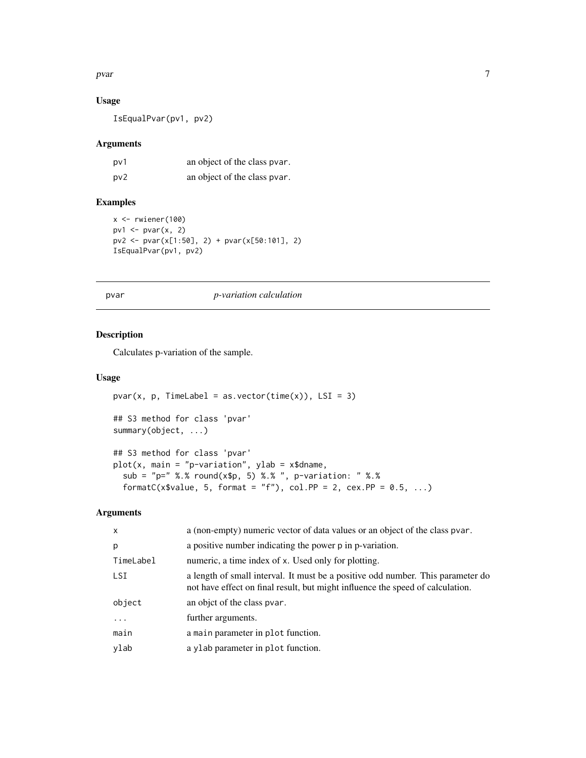### Usage

```
IsEqualPvar(pv1, pv2)
```

### Arguments

| | |
|---|---|
| pv1 | an object of the class pvar. |
| pv2 | an object of the class pvar. |

### Examples

```
x <- rwiener(100)
pv1 <- pvar(x, 2)
pv2 <- pvar(x[1:50], 2) + pvar(x[50:101], 2)
IsEqualPvar(pv1, pv2)
```

---

## pvar *p-variation calculation*

---

### Description

Calculates p-variation of the sample.

### Usage

```
pvar(x, p, TimeLabel = as.vector(time(x)), LSI = 3)

## S3 method for class 'pvar'
summary(object, ...)

## S3 method for class 'pvar'
plot(x, main = "p-variation", ylab = x$dname,
  sub = "p=" %.% round(x$p, 5) %.% ", p-variation: " %.%
  formatC(x$value, 5, format = "f"), col.PP = 2, cex.PP = 0.5, ...)
```

### Arguments

| | |
|---|---|
| x | a (non-empty) numeric vector of data values or an object of the class pvar. |
| p | a positive number indicating the power p in p-variation. |
| TimeLabel | numeric, a time index of x. Used only for plotting. |
| LSI | a length of small interval. It must be a positive odd number. This parameter do not have effect on final result, but might influence the speed of calculation. |
| object | an objct of the class pvar. |
| ... | further arguments. |
| main | a main parameter in plot function. |
| ylab | a ylab parameter in plot function. |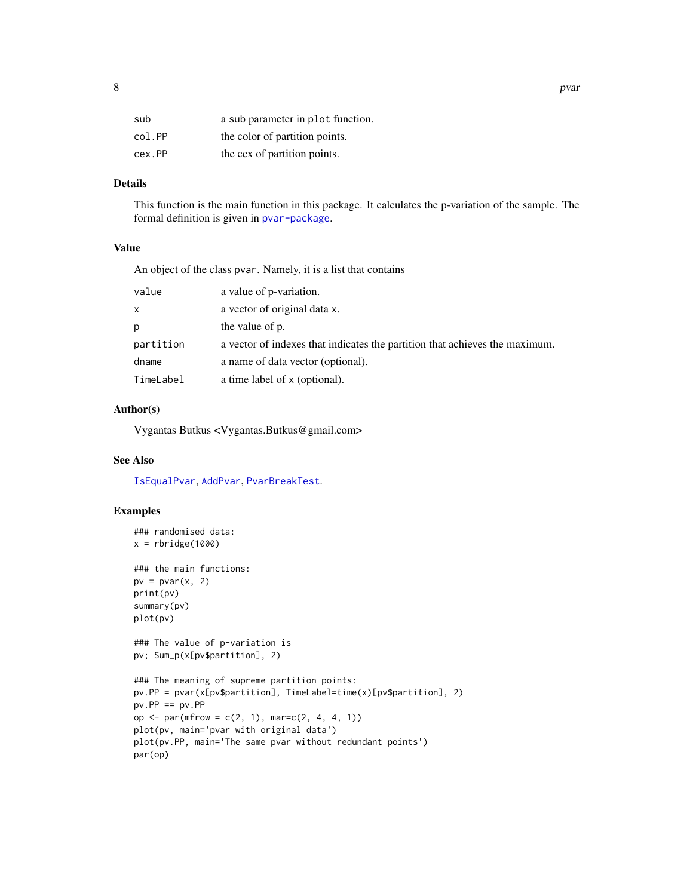| | |
|---|---|
| sub | a sub parameter in `plot` function. |
| col.PP | the color of partition points. |
| cex.PP | the cex of partition points. |

## Details

This function is the main function in this package. It calculates the p-variation of the sample. The formal definition is given in pvar-package.

## Value

An object of the class pvar. Namely, it is a list that contains

| | |
|---|---|
| value | a value of p-variation. |
| x | a vector of original data x. |
| p | the value of p. |
| partition | a vector of indexes that indicates the partition that achieves the maximum. |
| dname | a name of data vector (optional). |
| TimeLabel | a time label of x (optional). |

## Author(s)

Vygantas Butkus <Vygantas.Butkus@gmail.com>

## See Also

IsEqualPvar, AddPvar, PvarBreakTest.

## Examples

```
### randomised data:
x = rbridge(1000)

### the main functions:
pv = pvar(x, 2)
print(pv)
summary(pv)
plot(pv)

### The value of p-variation is
pv; Sum_p(x[pv$partition], 2)

### The meaning of supreme partition points:
pv.PP = pvar(x[pv$partition], TimeLabel=time(x)[pv$partition], 2)
pv.PP == pv.PP
op <- par(mfrow = c(2, 1), mar=c(2, 4, 4, 1))
plot(pv, main='pvar with original data')
plot(pv.PP, main='The same pvar without redundant points')
par(op)
```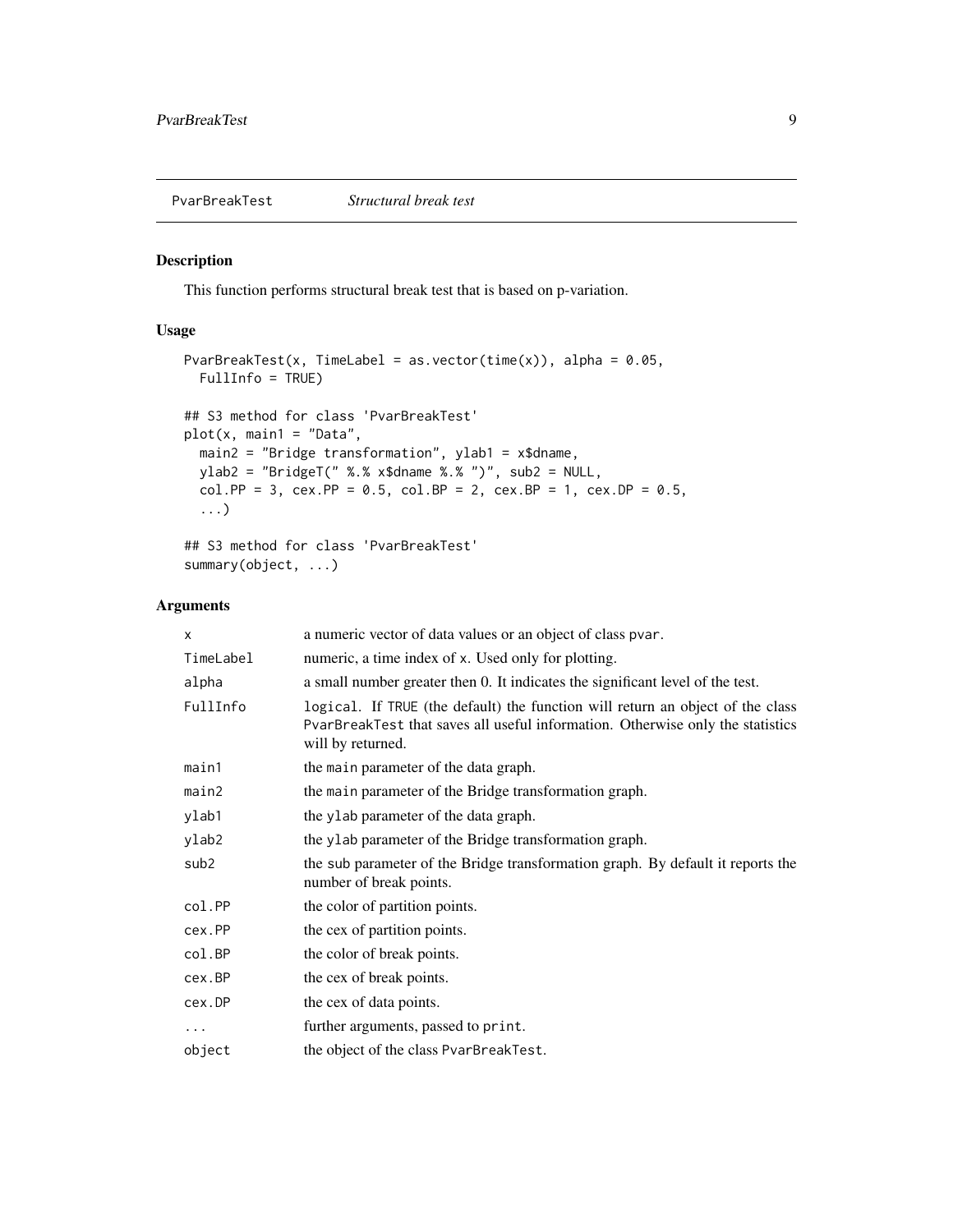## PvarBreakTest *Structural break test*

### Description

This function performs structural break test that is based on p-variation.

### Usage

```
PvarBreakTest(x, TimeLabel = as.vector(time(x)), alpha = 0.05,
  FullInfo = TRUE)

## S3 method for class 'PvarBreakTest'
plot(x, main1 = "Data",
  main2 = "Bridge transformation", ylab1 = x$dname,
  ylab2 = "BridgeT(" %.% x$dname %.% ")", sub2 = NULL,
  col.PP = 3, cex.PP = 0.5, col.BP = 2, cex.BP = 1, cex.DP = 0.5,
  ...)

## S3 method for class 'PvarBreakTest'
summary(object, ...)
```

### Arguments

| | |
|---|---|
| x | a numeric vector of data values or an object of class pvar. |
| TimeLabel | numeric, a time index of x. Used only for plotting. |
| alpha | a small number greater then 0. It indicates the significant level of the test. |
| FullInfo | logical. If TRUE (the default) the function will return an object of the class PvarBreakTest that saves all useful information. Otherwise only the statistics will by returned. |
| main1 | the main parameter of the data graph. |
| main2 | the main parameter of the Bridge transformation graph. |
| ylab1 | the ylab parameter of the data graph. |
| ylab2 | the ylab parameter of the Bridge transformation graph. |
| sub2 | the sub parameter of the Bridge transformation graph. By default it reports the number of break points. |
| col.PP | the color of partition points. |
| cex.PP | the cex of partition points. |
| col.BP | the color of break points. |
| cex.BP | the cex of break points. |
| cex.DP | the cex of data points. |
| ... | further arguments, passed to print. |
| object | the object of the class PvarBreakTest. |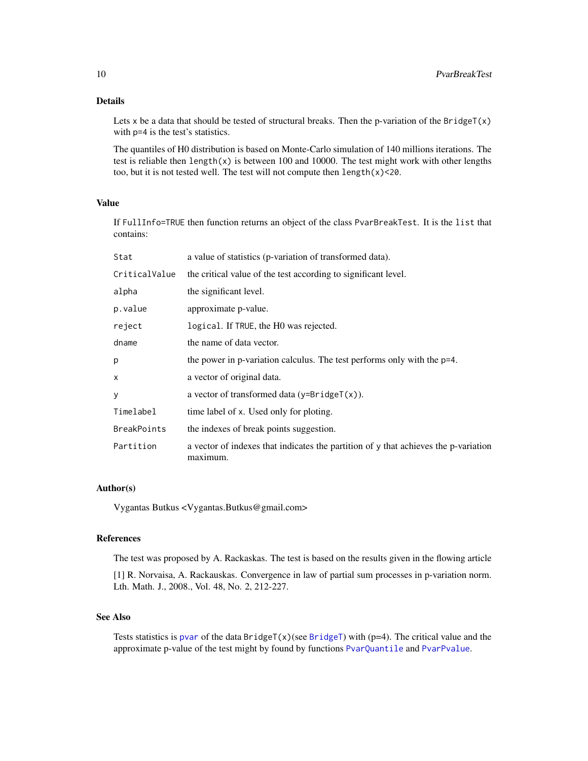## Details

Lets `x` be a data that should be tested of structural breaks. Then the p-variation of the `BridgeT(x)` with `p=4` is the test's statistics.

The quantiles of H0 distribution is based on Monte-Carlo simulation of 140 millions iterations. The test is reliable then `length(x)` is between 100 and 10000. The test might work with other lengths too, but it is not tested well. The test will not compute then `length(x)<20`.

## Value

If `FullInfo=TRUE` then function returns an object of the class `PvarBreakTest`. It is the `list` that contains:

| | |
|---|---|
| `Stat` | a value of statistics (p-variation of transformed data). |
| `CriticalValue` | the critical value of the test according to significant level. |
| `alpha` | the significant level. |
| `p.value` | approximate p-value. |
| `reject` | `logical`. If `TRUE`, the H0 was rejected. |
| `dname` | the name of data vector. |
| `p` | the power in p-variation calculus. The test performs only with the `p=4`. |
| `x` | a vector of original data. |
| `y` | a vector of transformed data (`y=BridgeT(x)`). |
| `Timelabel` | time label of `x`. Used only for ploting. |
| `BreakPoints` | the indexes of break points suggestion. |
| `Partition` | a vector of indexes that indicates the partition of `y` that achieves the p-variation maximum. |

## Author(s)

Vygantas Butkus <Vygantas.Butkus@gmail.com>

## References

The test was proposed by A. Rackaskas. The test is based on the results given in the flowing article

[1] R. Norvaisa, A. Rackauskas. Convergence in law of partial sum processes in p-variation norm. Lth. Math. J., 2008., Vol. 48, No. 2, 212-227.

## See Also

Tests statistics is `pvar` of the data `BridgeT(x)`(see `BridgeT`) with (p=4). The critical value and the approximate p-value of the test might by found by functions `PvarQuantile` and `PvarPvalue`.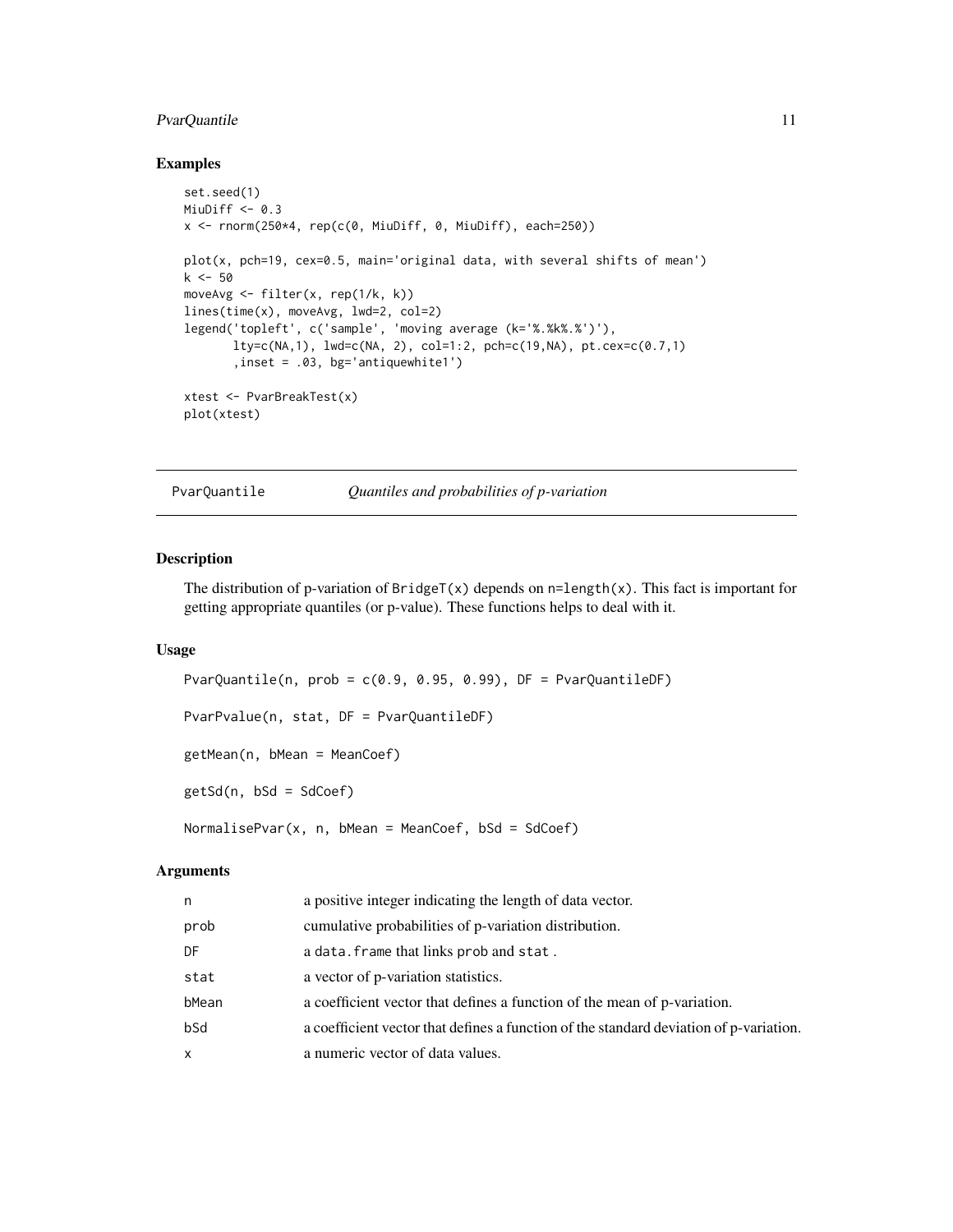## Examples

```
set.seed(1)
MiuDiff <- 0.3
x <- rnorm(250*4, rep(c(0, MiuDiff, 0, MiuDiff), each=250))

plot(x, pch=19, cex=0.5, main='original data, with several shifts of mean')
k <- 50
moveAvg <- filter(x, rep(1/k, k))
lines(time(x), moveAvg, lwd=2, col=2)
legend('topleft', c('sample', 'moving average (k='%.%k%.%')'),
       lty=c(NA,1), lwd=c(NA, 2), col=1:2, pch=c(19,NA), pt.cex=c(0.7,1)
       ,inset = .03, bg='antiquewhite1')

xtest <- PvarBreakTest(x)
plot(xtest)
```

---

# PvarQuantile *Quantiles and probabilities of p-variation*

---

## Description

The distribution of p-variation of `BridgeT(x)` depends on `n=length(x)`. This fact is important for getting appropriate quantiles (or p-value). These functions helps to deal with it.

## Usage

```
PvarQuantile(n, prob = c(0.9, 0.95, 0.99), DF = PvarQuantileDF)

PvarPvalue(n, stat, DF = PvarQuantileDF)

getMean(n, bMean = MeanCoef)

getSd(n, bSd = SdCoef)

NormalisePvar(x, n, bMean = MeanCoef, bSd = SdCoef)
```

## Arguments

| | |
|---|---|
| `n` | a positive integer indicating the length of data vector. |
| `prob` | cumulative probabilities of p-variation distribution. |
| `DF` | a `data.frame` that links `prob` and `stat` . |
| `stat` | a vector of p-variation statistics. |
| `bMean` | a coefficient vector that defines a function of the mean of p-variation. |
| `bSd` | a coefficient vector that defines a function of the standard deviation of p-variation. |
| `x` | a numeric vector of data values. |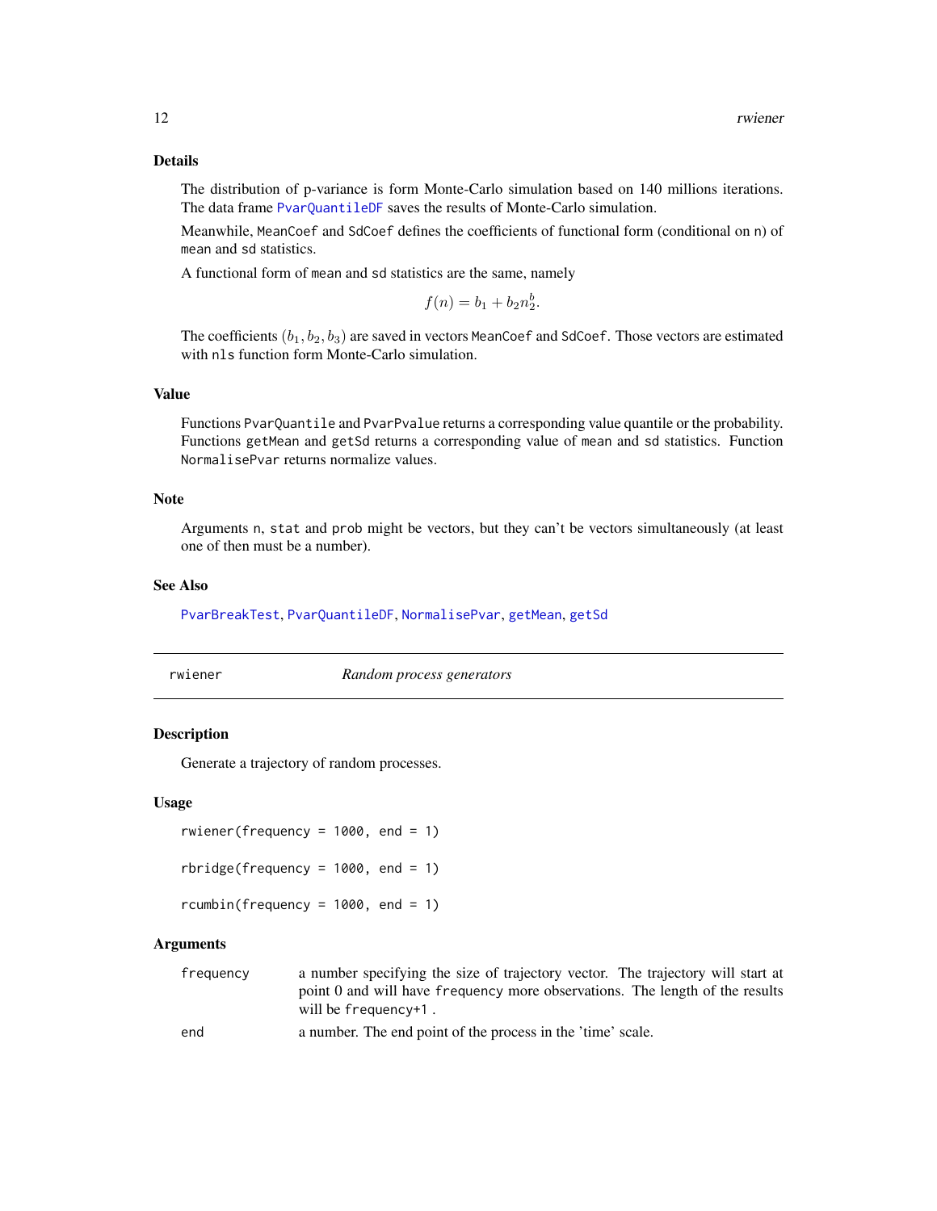### Details

The distribution of p-variance is form Monte-Carlo simulation based on 140 millions iterations. The data frame PvarQuantileDF saves the results of Monte-Carlo simulation.

Meanwhile, MeanCoef and SdCoef defines the coefficients of functional form (conditional on n) of mean and sd statistics.

A functional form of mean and sd statistics are the same, namely

$$f(n) = b_1 + b_2 n_2^b.$$

The coefficients $(b_1, b_2, b_3)$ are saved in vectors MeanCoef and SdCoef. Those vectors are estimated with nls function form Monte-Carlo simulation.

### Value

Functions PvarQuantile and PvarPvalue returns a corresponding value quantile or the probability. Functions getMean and getSd returns a corresponding value of mean and sd statistics. Function NormalisePvar returns normalize values.

### Note

Arguments n, stat and prob might be vectors, but they can't be vectors simultaneously (at least one of then must be a number).

### See Also

PvarBreakTest, PvarQuantileDF, NormalisePvar, getMean, getSd

---

## rwiener — *Random process generators*

### Description

Generate a trajectory of random processes.

### Usage

```
rwiener(frequency = 1000, end = 1)

rbridge(frequency = 1000, end = 1)

rcumbin(frequency = 1000, end = 1)
```

### Arguments

| | |
|---|---|
| frequency | a number specifying the size of trajectory vector. The trajectory will start at point 0 and will have frequency more observations. The length of the results will be frequency+1 . |
| end | a number. The end point of the process in the 'time' scale. |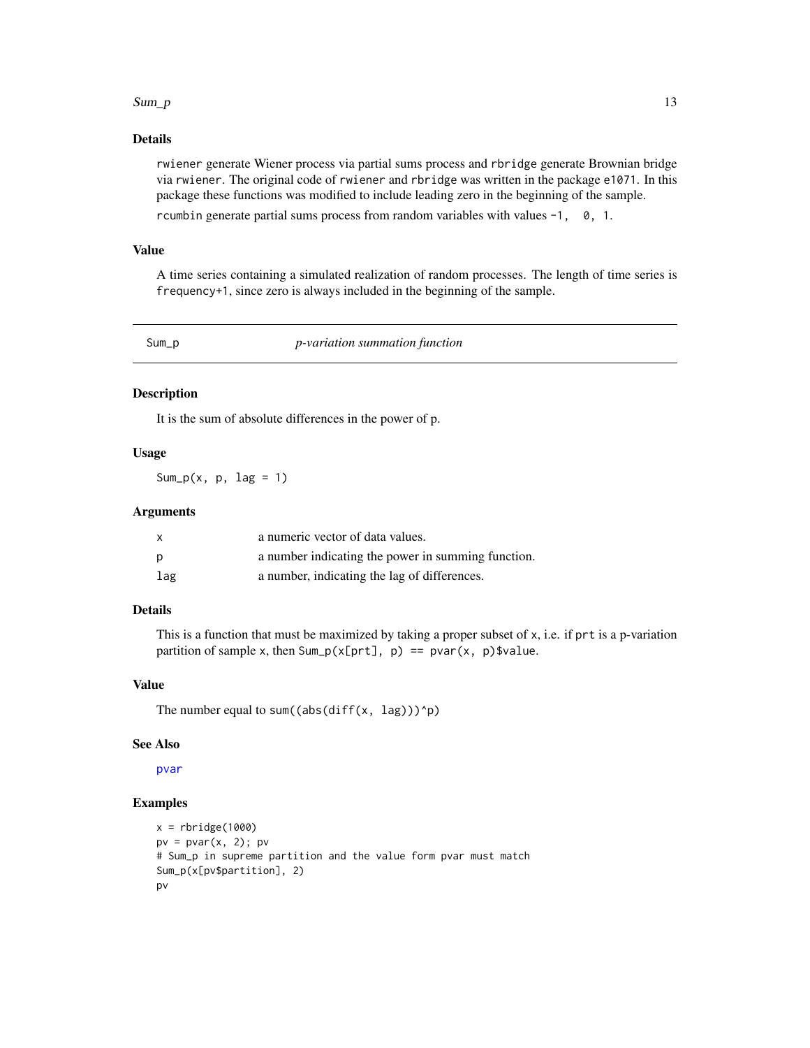## Details

`rwiener` generate Wiener process via partial sums process and `rbridge` generate Brownian bridge via `rwiener`. The original code of `rwiener` and `rbridge` was written in the package `e1071`. In this package these functions was modified to include leading zero in the beginning of the sample.

`rcumbin` generate partial sums process from random variables with values `-1, 0, 1`.

## Value

A time series containing a simulated realization of random processes. The length of time series is `frequency+1`, since zero is always included in the beginning of the sample.

---

# Sum_p — *p-variation summation function*

## Description

It is the sum of absolute differences in the power of p.

## Usage

```
Sum_p(x, p, lag = 1)
```

## Arguments

| | |
|---|---|
| `x` | a numeric vector of data values. |
| `p` | a number indicating the power in summing function. |
| `lag` | a number, indicating the lag of differences. |

## Details

This is a function that must be maximized by taking a proper subset of `x`, i.e. if `prt` is a p-variation partition of sample `x`, then `Sum_p(x[prt], p) == pvar(x, p)$value`.

## Value

The number equal to `sum((abs(diff(x, lag)))^p)`

## See Also

`pvar`

## Examples

```
x = rbridge(1000)
pv = pvar(x, 2); pv
# Sum_p in supreme partition and the value form pvar must match
Sum_p(x[pv$partition], 2)
pv
```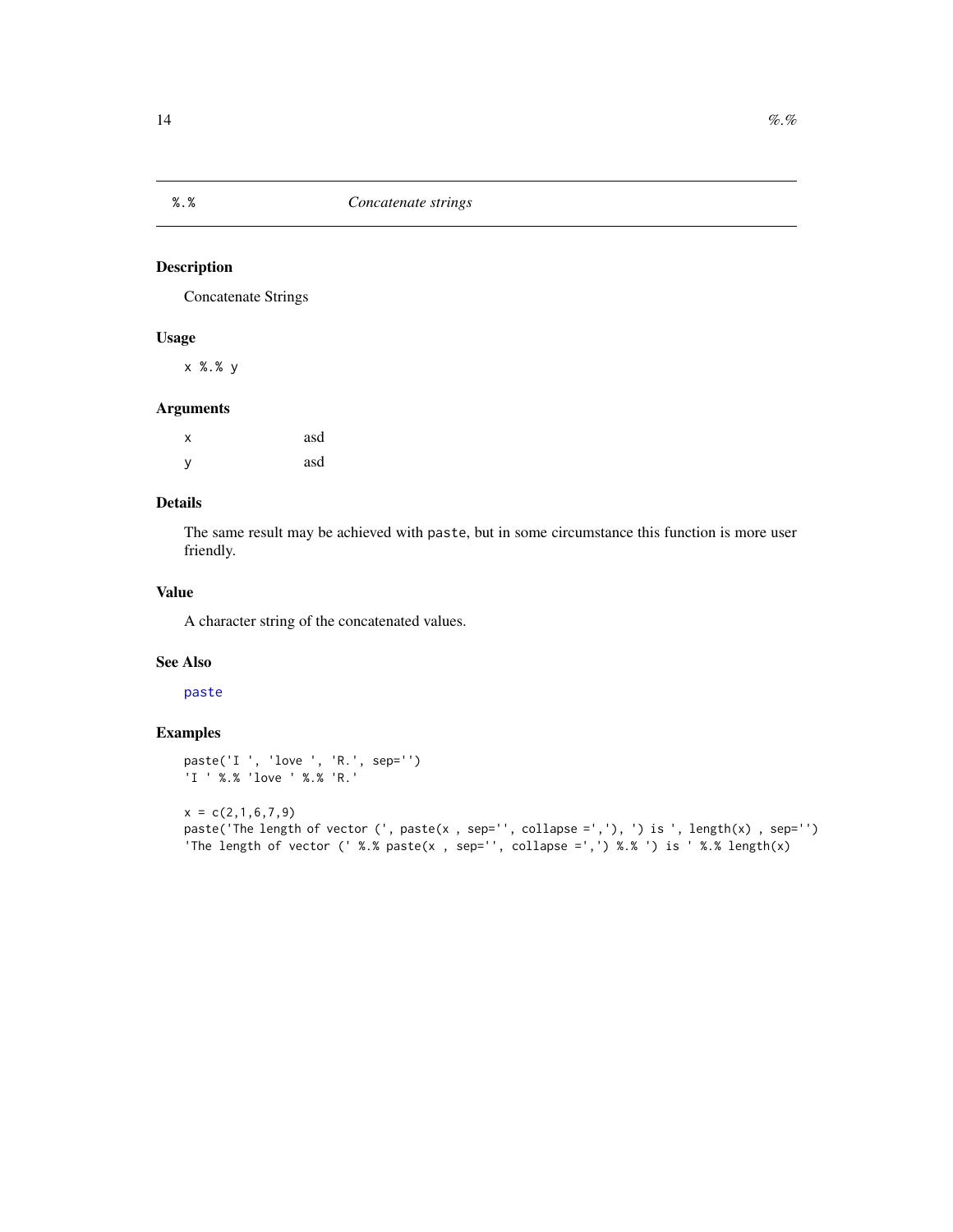## %.% *Concatenate strings*

### Description

Concatenate Strings

### Usage

```
x %.% y
```

### Arguments

| | |
|---|---|
| x | asd |
| y | asd |

### Details

The same result may be achieved with `paste`, but in some circumstance this function is more user friendly.

### Value

A character string of the concatenated values.

### See Also

`paste`

### Examples

```
paste('I ', 'love ', 'R.', sep='')
'I ' %.% 'love ' %.% 'R.'

x = c(2,1,6,7,9)
paste('The length of vector (', paste(x , sep='', collapse =','), ') is ', length(x) , sep='')
'The length of vector (' %.% paste(x , sep='', collapse =',') %.% ') is ' %.% length(x)
```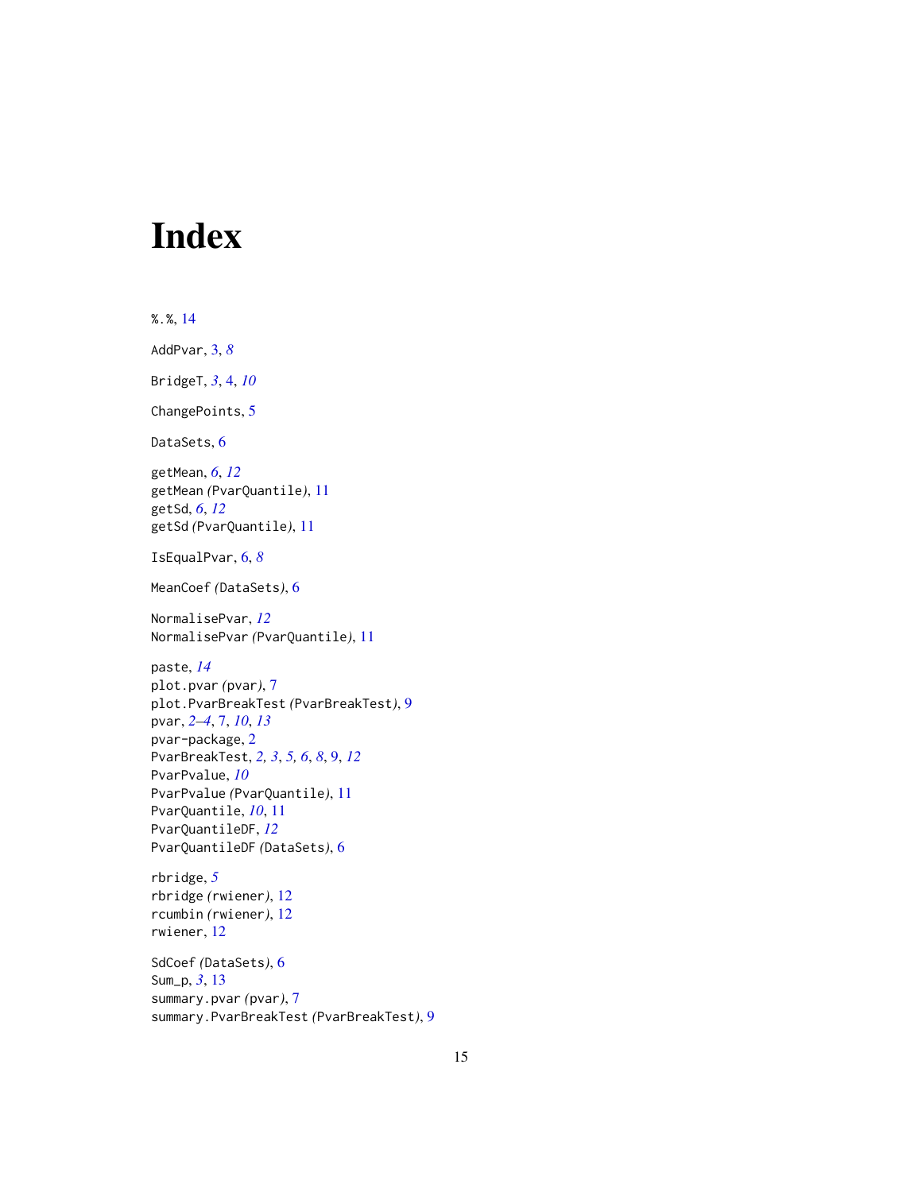# Index

%.%, 14

AddPvar, 3, *8*

BridgeT, *3*, 4, *10*

ChangePoints, 5

DataSets, 6

getMean, *6*, *12*
getMean (PvarQuantile), 11
getSd, *6*, *12*
getSd (PvarQuantile), 11

IsEqualPvar, 6, *8*

MeanCoef (DataSets), 6

NormalisePvar, *12*
NormalisePvar (PvarQuantile), 11

paste, *14*
plot.pvar (pvar), 7
plot.PvarBreakTest (PvarBreakTest), 9
pvar, *2–4*, 7, *10*, *13*
pvar-package, 2
PvarBreakTest, *2, 3*, *5, 6*, *8*, 9, *12*
PvarPvalue, *10*
PvarPvalue (PvarQuantile), 11
PvarQuantile, *10*, 11
PvarQuantileDF, *12*
PvarQuantileDF (DataSets), 6

rbridge, *5*
rbridge (rwiener), 12
rcumbin (rwiener), 12
rwiener, 12

SdCoef (DataSets), 6
Sum_p, *3*, 13
summary.pvar (pvar), 7
summary.PvarBreakTest (PvarBreakTest), 9